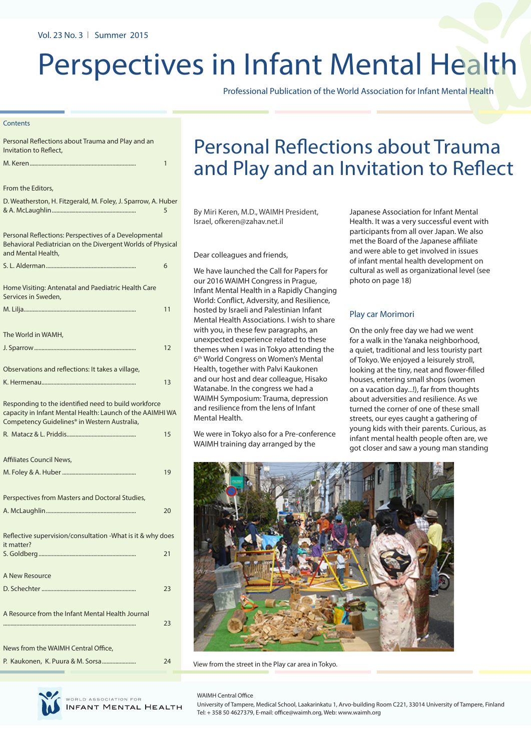# Perspectives in Infant Mental Health

Professional Publication of the World Association for Infant Mental Health

## Contents

| | |
|---|---|
| Personal Reflections about Trauma and Play and an Invitation to Reflect, M. Keren | 1 |
| From the Editors, D. Weatherston, H. Fitzgerald, M. Foley, J. Sparrow, A. Huber & A. McLaughlin | 5 |
| Personal Reflections: Perspectives of a Developmental Behavioral Pediatrician on the Divergent Worlds of Physical and Mental Health, S. L. Alderman | 6 |
| Home Visiting: Antenatal and Paediatric Health Care Services in Sweden, M. Lilja | 11 |
| The World in WAMH, J. Sparrow | 12 |
| Observations and reflections: It takes a village, K. Hermenau | 13 |
| Responding to the identified need to build workforce capacity in Infant Mental Health: Launch of the AAIMHI WA Competency Guidelines® in Western Australia, R. Matacz & L. Priddis | 15 |
| Affiliates Council News, M. Foley & A. Huber | 19 |
| Perspectives from Masters and Doctoral Studies, A. McLaughlin | 20 |
| Reflective supervision/consultation -What is it & why does it matter? S. Goldberg | 21 |
| A New Resource D. Schechter | 23 |
| A Resource from the Infant Mental Health Journal | 23 |
| News from the WAIMH Central Office, P. Kaukonen, K. Puura & M. Sorsa | 24 |

# Personal Reflections about Trauma and Play and an Invitation to Reflect

By Miri Keren, M.D., WAIMH President, Israel, ofkeren@zahav.net.il

Dear colleagues and friends,

We have launched the Call for Papers for our 2016 WAIMH Congress in Prague, Infant Mental Health in a Rapidly Changing World: Conflict, Adversity, and Resilience, hosted by Israeli and Palestinian Infant Mental Health Associations. I wish to share with you, in these few paragraphs, an unexpected experience related to these themes when I was in Tokyo attending the 6th World Congress on Women's Mental Health, together with Palvi Kaukonen, and our host and dear colleague, Hisako Watanabe. In the congress we had a WAIMH Symposium: Trauma, depression and resilience from the lens of Infant Mental Health.

We were in Tokyo also for a Pre-conference WAIMH training day arranged by the Japanese Association for Infant Mental Health. It was a very successful event with participants from all over Japan. We also met the Board of the Japanese affiliate and were able to get involved in issues of infant mental health development on cultural as well as organizational level (see photo on page 18)

## Play car Morimori

On the only free day we had we went for a walk in the Yanaka neighborhood, a quiet, traditional and less touristy part of Tokyo. We enjoyed a leisurely stroll, looking at the tiny, neat and flower-filled houses, entering small shops (women on a vacation day...!), far from thoughts about adversities and resilience. As we turned the corner of one of these small streets, our eyes caught a gathering of young kids with their parents. Curious, as infant mental health people often are, we got closer and saw a young man standing

View from the street in the Play car area in Tokyo.

WAIMH Central Office
University of Tampere, Medical School, Laakarinkatu 1, Arvo-building Room C221, 33014 University of Tampere, Finland
Tel: + 358 50 4627379, E-mail: office@waimh.org, Web: www.waimh.org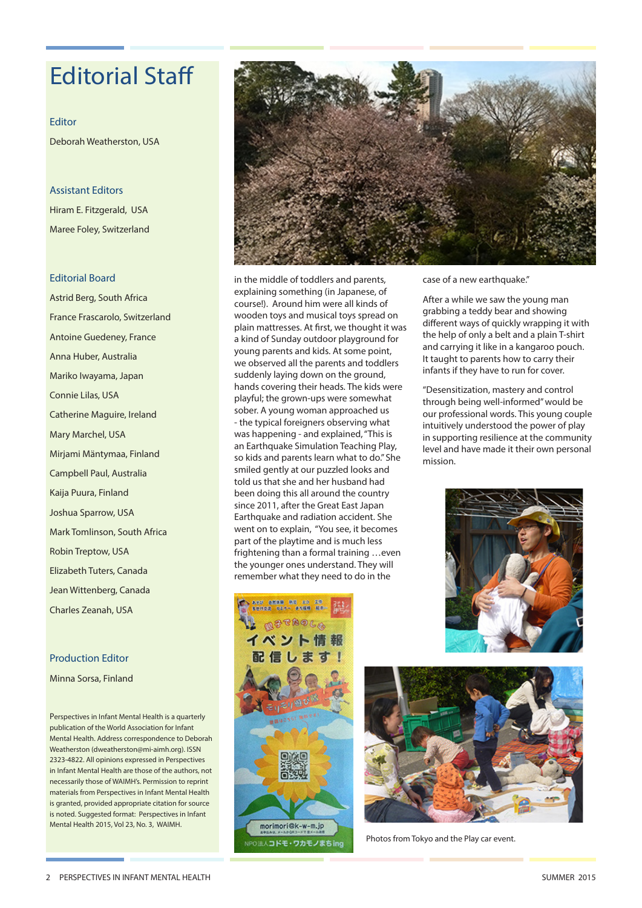# Editorial Staff

### Editor

Deborah Weatherston, USA

### Assistant Editors

Hiram E. Fitzgerald, USA

Maree Foley, Switzerland

### Editorial Board

Astrid Berg, South Africa

France Frascarolo, Switzerland

Antoine Guedeney, France

Anna Huber, Australia

Mariko Iwayama, Japan

Connie Lilas, USA

Catherine Maguire, Ireland

Mary Marchel, USA

Mirjami Mäntymaa, Finland

Campbell Paul, Australia

Kaija Puura, Finland

Joshua Sparrow, USA

Mark Tomlinson, South Africa

Robin Treptow, USA

Elizabeth Tuters, Canada

Jean Wittenberg, Canada

Charles Zeanah, USA

### Production Editor

Minna Sorsa, Finland

Perspectives in Infant Mental Health is a quarterly publication of the World Association for Infant Mental Health. Address correspondence to Deborah Weatherston (dweatherston@mi-aimh.org). ISSN 2323-4822. All opinions expressed in Perspectives in Infant Mental Health are those of the authors, not necessarily those of WAIMH's. Permission to reprint materials from Perspectives in Infant Mental Health is granted, provided appropriate citation for source is noted. Suggested format: Perspectives in Infant Mental Health 2015, Vol 23, No. 3, WAIMH.

in the middle of toddlers and parents, explaining something (in Japanese, of course!). Around him were all kinds of wooden toys and musical toys spread on plain mattresses. At first, we thought it was a kind of Sunday outdoor playground for young parents and kids. At some point, we observed all the parents and toddlers suddenly laying down on the ground, hands covering their heads. The kids were playful; the grown-ups were somewhat sober. A young woman approached us - the typical foreigners observing what was happening - and explained, "This is an Earthquake Simulation Teaching Play, so kids and parents learn what to do." She smiled gently at our puzzled looks and told us that she and her husband had been doing this all around the country since 2011, after the Great East Japan Earthquake and radiation accident. She went on to explain, "You see, it becomes part of the playtime and is much less frightening than a formal training …even the younger ones understand. They will remember what they need to do in the case of a new earthquake."

After a while we saw the young man grabbing a teddy bear and showing different ways of quickly wrapping it with the help of only a belt and a plain T-shirt and carrying it like in a kangaroo pouch. It taught to parents how to carry their infants if they have to run for cover.

"Desensitization, mastery and control through being well-informed" would be our professional words. This young couple intuitively understood the power of play in supporting resilience at the community level and have made it their own personal mission.

Photos from Tokyo and the Play car event.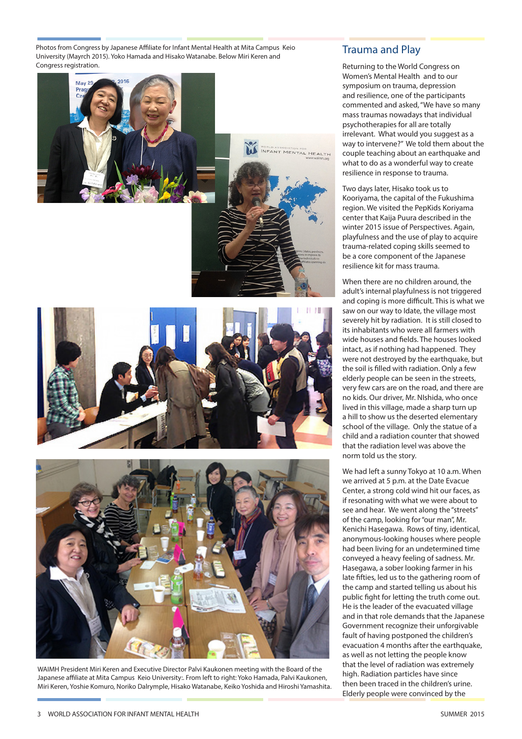Photos from Congress by Japanese Affiliate for Infant Mental Health at Mita Campus Keio University (Mayrch 2015). Yoko Hamada and Hisako Watanabe. Below Miri Keren and Congress registration.

WAIMH President Miri Keren and Executive Director Palvi Kaukonen meeting with the Board of the Japanese affiliate at Mita Campus Keio University:. From left to right: Yoko Hamada, Palvi Kaukonen, Miri Keren, Yoshie Komuro, Noriko Dalrymple, Hisako Watanabe, Keiko Yoshida and Hiroshi Yamashita.

## Trauma and Play

Returning to the World Congress on Women's Mental Health and to our symposium on trauma, depression and resilience, one of the participants commented and asked, "We have so many mass traumas nowadays that individual psychotherapies for all are totally irrelevant. What would you suggest as a way to intervene?" We told them about the couple teaching about an earthquake and what to do as a wonderful way to create resilience in response to trauma.

Two days later, Hisako took us to Kooriyama, the capital of the Fukushima region. We visited the PepKids Koriyama center that Kaija Puura described in the winter 2015 issue of Perspectives. Again, playfulness and the use of play to acquire trauma-related coping skills seemed to be a core component of the Japanese resilience kit for mass trauma.

When there are no children around, the adult's internal playfulness is not triggered and coping is more difficult. This is what we saw on our way to Idate, the village most severely hit by radiation. It is still closed to its inhabitants who were all farmers with wide houses and fields. The houses looked intact, as if nothing had happened. They were not destroyed by the earthquake, but the soil is filled with radiation. Only a few elderly people can be seen in the streets, very few cars are on the road, and there are no kids. Our driver, Mr. NIshida, who once lived in this village, made a sharp turn up a hill to show us the deserted elementary school of the village. Only the statue of a child and a radiation counter that showed that the radiation level was above the norm told us the story.

We had left a sunny Tokyo at 10 a.m. When we arrived at 5 p.m. at the Date Evacue Center, a strong cold wind hit our faces, as if resonating with what we were about to see and hear. We went along the "streets" of the camp, looking for "our man", Mr. Kenichi Hasegawa. Rows of tiny, identical, anonymous-looking houses where people had been living for an undetermined time conveyed a heavy feeling of sadness. Mr. Hasegawa, a sober looking farmer in his late fifties, led us to the gathering room of the camp and started telling us about his public fight for letting the truth come out. He is the leader of the evacuated village and in that role demands that the Japanese Government recognize their unforgivable fault of having postponed the children's evacuation 4 months after the earthquake, as well as not letting the people know that the level of radiation was extremely high. Radiation particles have since then been traced in the children's urine. Elderly people were convinced by the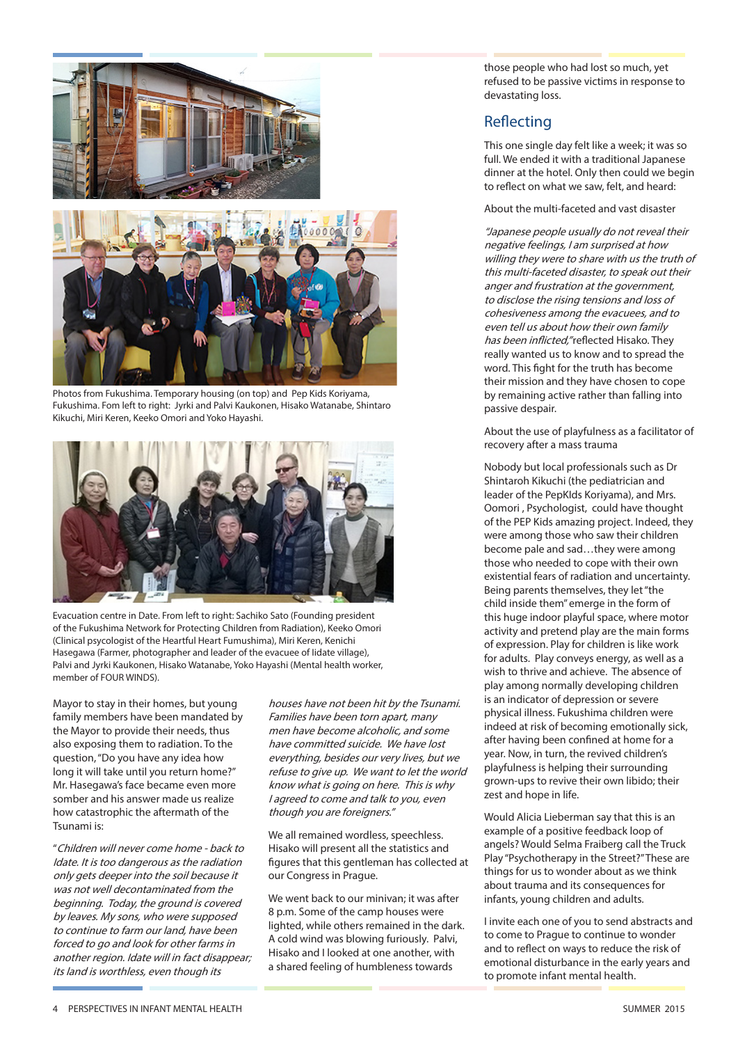Photos from Fukushima. Temporary housing (on top) and Pep Kids Koriyama, Fukushima. Fom left to right: Jyrki and Palvi Kaukonen, Hisako Watanabe, Shintaro Kikuchi, Miri Keren, Keeko Omori and Yoko Hayashi.

Evacuation centre in Date. From left to right: Sachiko Sato (Founding president of the Fukushima Network for Protecting Children from Radiation), Keeko Omori (Clinical psycologist of the Heartful Heart Fumushima), Miri Keren, Kenichi Hasegawa (Farmer, photographer and leader of the evacuee of Iidate village), Palvi and Jyrki Kaukonen, Hisako Watanabe, Yoko Hayashi (Mental health worker, member of FOUR WINDS).

Mayor to stay in their homes, but young family members have been mandated by the Mayor to provide their needs, thus also exposing them to radiation. To the question, "Do you have any idea how long it will take until you return home?" Mr. Hasegawa's face became even more somber and his answer made us realize how catastrophic the aftermath of the Tsunami is:

"*Children will never come home - back to Idate. It is too dangerous as the radiation only gets deeper into the soil because it was not well decontaminated from the beginning. Today, the ground is covered by leaves. My sons, who were supposed to continue to farm our land, have been forced to go and look for other farms in another region. Idate will in fact disappear; its land is worthless, even though its houses have not been hit by the Tsunami. Families have been torn apart, many men have become alcoholic, and some have committed suicide. We have lost everything, besides our very lives, but we refuse to give up. We want to let the world know what is going on here. This is why I agreed to come and talk to you, even though you are foreigners.*"

We all remained wordless, speechless. Hisako will present all the statistics and figures that this gentleman has collected at our Congress in Prague.

We went back to our minivan; it was after 8 p.m. Some of the camp houses were lighted, while others remained in the dark. A cold wind was blowing furiously. Palvi, Hisako and I looked at one another, with a shared feeling of humbleness towards those people who had lost so much, yet refused to be passive victims in response to devastating loss.

## Reflecting

This one single day felt like a week; it was so full. We ended it with a traditional Japanese dinner at the hotel. Only then could we begin to reflect on what we saw, felt, and heard:

About the multi-faceted and vast disaster

*"Japanese people usually do not reveal their negative feelings, I am surprised at how willing they were to share with us the truth of this multi-faceted disaster, to speak out their anger and frustration at the government, to disclose the rising tensions and loss of cohesiveness among the evacuees, and to even tell us about how their own family has been inflicted,"* reflected Hisako. They really wanted us to know and to spread the word. This fight for the truth has become their mission and they have chosen to cope by remaining active rather than falling into passive despair.

About the use of playfulness as a facilitator of recovery after a mass trauma

Nobody but local professionals such as Dr Shintaroh Kikuchi (the pediatrician and leader of the PepKIds Koriyama), and Mrs. Oomori , Psychologist, could have thought of the PEP Kids amazing project. Indeed, they were among those who saw their children become pale and sad…they were among those who needed to cope with their own existential fears of radiation and uncertainty. Being parents themselves, they let "the child inside them" emerge in the form of this huge indoor playful space, where motor activity and pretend play are the main forms of expression. Play for children is like work for adults. Play conveys energy, as well as a wish to thrive and achieve. The absence of play among normally developing children is an indicator of depression or severe physical illness. Fukushima children were indeed at risk of becoming emotionally sick, after having been confined at home for a year. Now, in turn, the revived children's playfulness is helping their surrounding grown-ups to revive their own libido; their zest and hope in life.

Would Alicia Lieberman say that this is an example of a positive feedback loop of angels? Would Selma Fraiberg call the Truck Play "Psychotherapy in the Street?" These are things for us to wonder about as we think about trauma and its consequences for infants, young children and adults.

I invite each one of you to send abstracts and to come to Prague to continue to wonder and to reflect on ways to reduce the risk of emotional disturbance in the early years and to promote infant mental health.